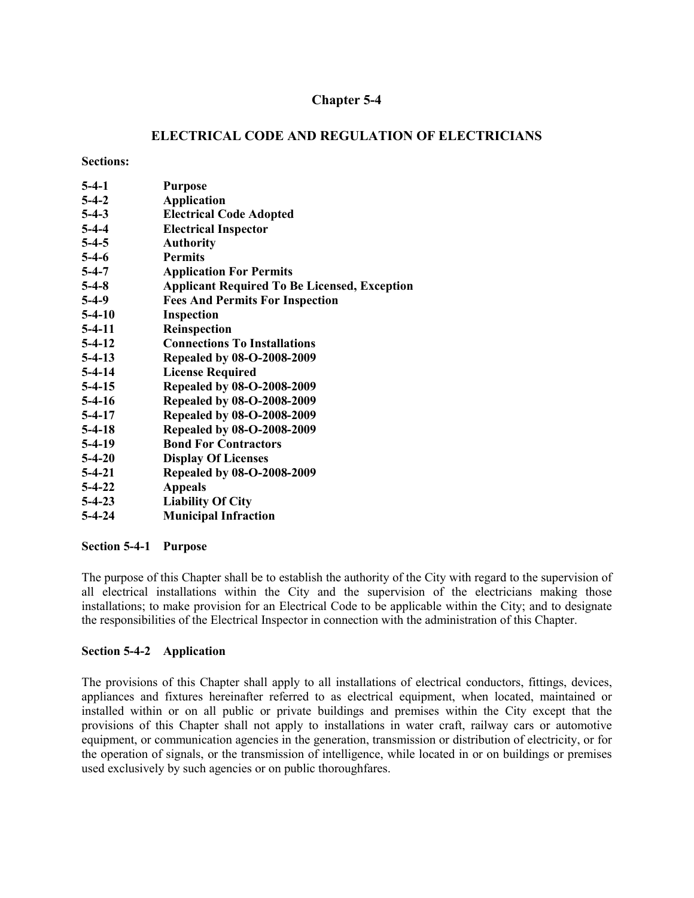# Chapter 5-4

## ELECTRICAL CODE AND REGULATION OF ELECTRICIANS

**Sections:**

| | |
|---|---|
| **5-4-1** | **Purpose** |
| **5-4-2** | **Application** |
| **5-4-3** | **Electrical Code Adopted** |
| **5-4-4** | **Electrical Inspector** |
| **5-4-5** | **Authority** |
| **5-4-6** | **Permits** |
| **5-4-7** | **Application For Permits** |
| **5-4-8** | **Applicant Required To Be Licensed, Exception** |
| **5-4-9** | **Fees And Permits For Inspection** |
| **5-4-10** | **Inspection** |
| **5-4-11** | **Reinspection** |
| **5-4-12** | **Connections To Installations** |
| **5-4-13** | **Repealed by 08-O-2008-2009** |
| **5-4-14** | **License Required** |
| **5-4-15** | **Repealed by 08-O-2008-2009** |
| **5-4-16** | **Repealed by 08-O-2008-2009** |
| **5-4-17** | **Repealed by 08-O-2008-2009** |
| **5-4-18** | **Repealed by 08-O-2008-2009** |
| **5-4-19** | **Bond For Contractors** |
| **5-4-20** | **Display Of Licenses** |
| **5-4-21** | **Repealed by 08-O-2008-2009** |
| **5-4-22** | **Appeals** |
| **5-4-23** | **Liability Of City** |
| **5-4-24** | **Municipal Infraction** |

### Section 5-4-1 Purpose

The purpose of this Chapter shall be to establish the authority of the City with regard to the supervision of all electrical installations within the City and the supervision of the electricians making those installations; to make provision for an Electrical Code to be applicable within the City; and to designate the responsibilities of the Electrical Inspector in connection with the administration of this Chapter.

### Section 5-4-2 Application

The provisions of this Chapter shall apply to all installations of electrical conductors, fittings, devices, appliances and fixtures hereinafter referred to as electrical equipment, when located, maintained or installed within or on all public or private buildings and premises within the City except that the provisions of this Chapter shall not apply to installations in water craft, railway cars or automotive equipment, or communication agencies in the generation, transmission or distribution of electricity, or for the operation of signals, or the transmission of intelligence, while located in or on buildings or premises used exclusively by such agencies or on public thoroughfares.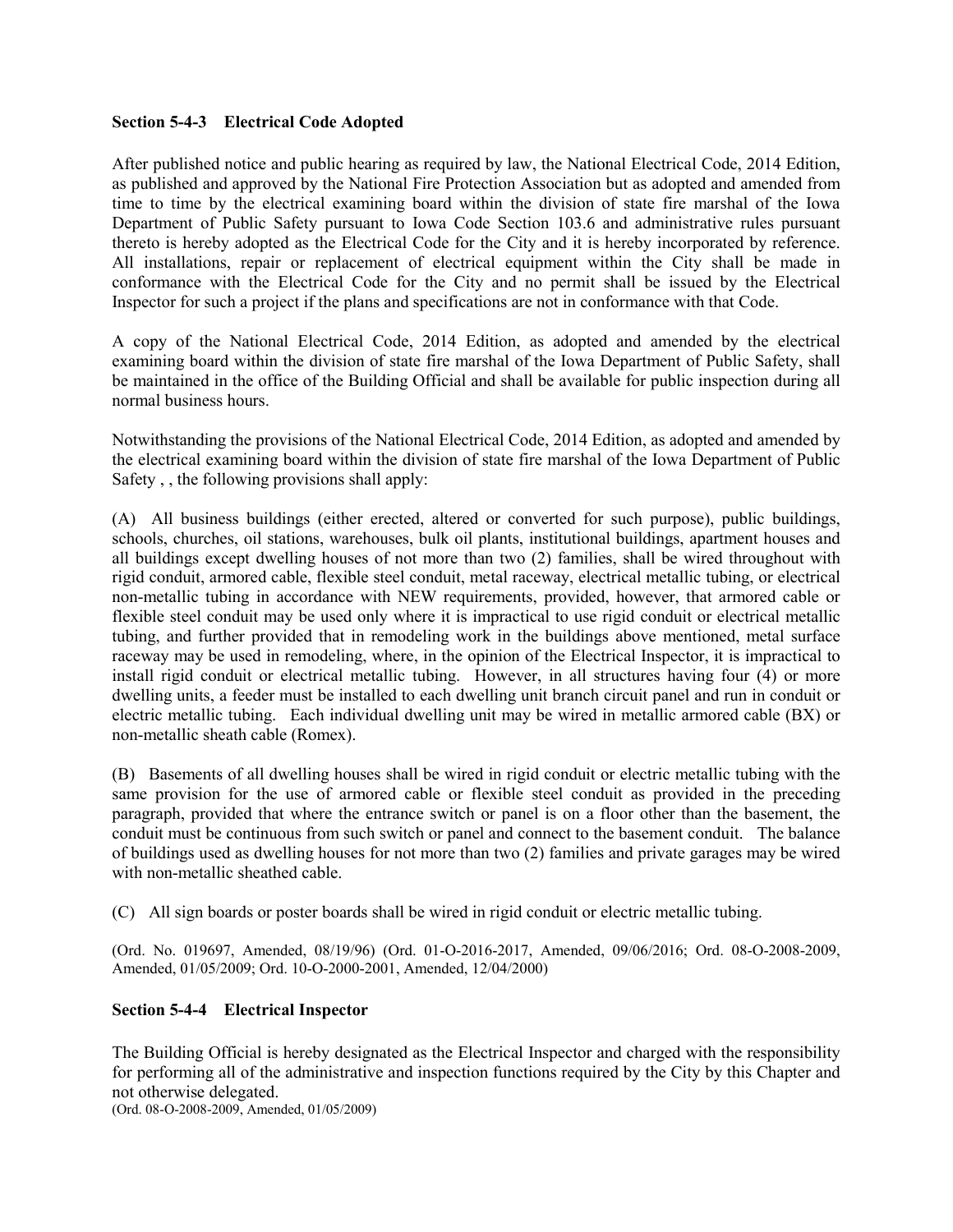### Section 5-4-3 Electrical Code Adopted

After published notice and public hearing as required by law, the National Electrical Code, 2014 Edition, as published and approved by the National Fire Protection Association but as adopted and amended from time to time by the electrical examining board within the division of state fire marshal of the Iowa Department of Public Safety pursuant to Iowa Code Section 103.6 and administrative rules pursuant thereto is hereby adopted as the Electrical Code for the City and it is hereby incorporated by reference. All installations, repair or replacement of electrical equipment within the City shall be made in conformance with the Electrical Code for the City and no permit shall be issued by the Electrical Inspector for such a project if the plans and specifications are not in conformance with that Code.

A copy of the National Electrical Code, 2014 Edition, as adopted and amended by the electrical examining board within the division of state fire marshal of the Iowa Department of Public Safety, shall be maintained in the office of the Building Official and shall be available for public inspection during all normal business hours.

Notwithstanding the provisions of the National Electrical Code, 2014 Edition, as adopted and amended by the electrical examining board within the division of state fire marshal of the Iowa Department of Public Safety , , the following provisions shall apply:

(A) All business buildings (either erected, altered or converted for such purpose), public buildings, schools, churches, oil stations, warehouses, bulk oil plants, institutional buildings, apartment houses and all buildings except dwelling houses of not more than two (2) families, shall be wired throughout with rigid conduit, armored cable, flexible steel conduit, metal raceway, electrical metallic tubing, or electrical non-metallic tubing in accordance with NEW requirements, provided, however, that armored cable or flexible steel conduit may be used only where it is impractical to use rigid conduit or electrical metallic tubing, and further provided that in remodeling work in the buildings above mentioned, metal surface raceway may be used in remodeling, where, in the opinion of the Electrical Inspector, it is impractical to install rigid conduit or electrical metallic tubing. However, in all structures having four (4) or more dwelling units, a feeder must be installed to each dwelling unit branch circuit panel and run in conduit or electric metallic tubing. Each individual dwelling unit may be wired in metallic armored cable (BX) or non-metallic sheath cable (Romex).

(B) Basements of all dwelling houses shall be wired in rigid conduit or electric metallic tubing with the same provision for the use of armored cable or flexible steel conduit as provided in the preceding paragraph, provided that where the entrance switch or panel is on a floor other than the basement, the conduit must be continuous from such switch or panel and connect to the basement conduit. The balance of buildings used as dwelling houses for not more than two (2) families and private garages may be wired with non-metallic sheathed cable.

(C) All sign boards or poster boards shall be wired in rigid conduit or electric metallic tubing.

(Ord. No. 019697, Amended, 08/19/96) (Ord. 01-O-2016-2017, Amended, 09/06/2016; Ord. 08-O-2008-2009, Amended, 01/05/2009; Ord. 10-O-2000-2001, Amended, 12/04/2000)

### Section 5-4-4 Electrical Inspector

The Building Official is hereby designated as the Electrical Inspector and charged with the responsibility for performing all of the administrative and inspection functions required by the City by this Chapter and not otherwise delegated.
(Ord. 08-O-2008-2009, Amended, 01/05/2009)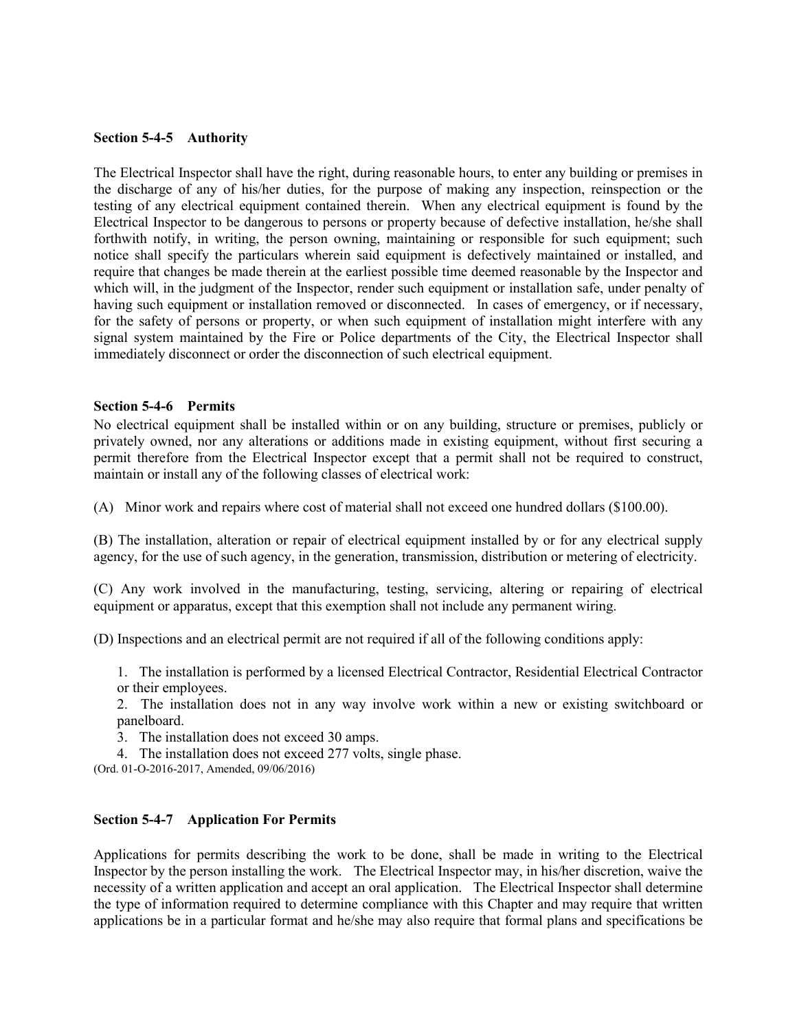**Section 5-4-5 Authority**

The Electrical Inspector shall have the right, during reasonable hours, to enter any building or premises in the discharge of any of his/her duties, for the purpose of making any inspection, reinspection or the testing of any electrical equipment contained therein. When any electrical equipment is found by the Electrical Inspector to be dangerous to persons or property because of defective installation, he/she shall forthwith notify, in writing, the person owning, maintaining or responsible for such equipment; such notice shall specify the particulars wherein said equipment is defectively maintained or installed, and require that changes be made therein at the earliest possible time deemed reasonable by the Inspector and which will, in the judgment of the Inspector, render such equipment or installation safe, under penalty of having such equipment or installation removed or disconnected. In cases of emergency, or if necessary, for the safety of persons or property, or when such equipment of installation might interfere with any signal system maintained by the Fire or Police departments of the City, the Electrical Inspector shall immediately disconnect or order the disconnection of such electrical equipment.

**Section 5-4-6 Permits**

No electrical equipment shall be installed within or on any building, structure or premises, publicly or privately owned, nor any alterations or additions made in existing equipment, without first securing a permit therefore from the Electrical Inspector except that a permit shall not be required to construct, maintain or install any of the following classes of electrical work:

(A) Minor work and repairs where cost of material shall not exceed one hundred dollars ($100.00).

(B) The installation, alteration or repair of electrical equipment installed by or for any electrical supply agency, for the use of such agency, in the generation, transmission, distribution or metering of electricity.

(C) Any work involved in the manufacturing, testing, servicing, altering or repairing of electrical equipment or apparatus, except that this exemption shall not include any permanent wiring.

(D) Inspections and an electrical permit are not required if all of the following conditions apply:

1. The installation is performed by a licensed Electrical Contractor, Residential Electrical Contractor or their employees.
2. The installation does not in any way involve work within a new or existing switchboard or panelboard.
3. The installation does not exceed 30 amps.
4. The installation does not exceed 277 volts, single phase.

(Ord. 01-O-2016-2017, Amended, 09/06/2016)

**Section 5-4-7 Application For Permits**

Applications for permits describing the work to be done, shall be made in writing to the Electrical Inspector by the person installing the work. The Electrical Inspector may, in his/her discretion, waive the necessity of a written application and accept an oral application. The Electrical Inspector shall determine the type of information required to determine compliance with this Chapter and may require that written applications be in a particular format and he/she may also require that formal plans and specifications be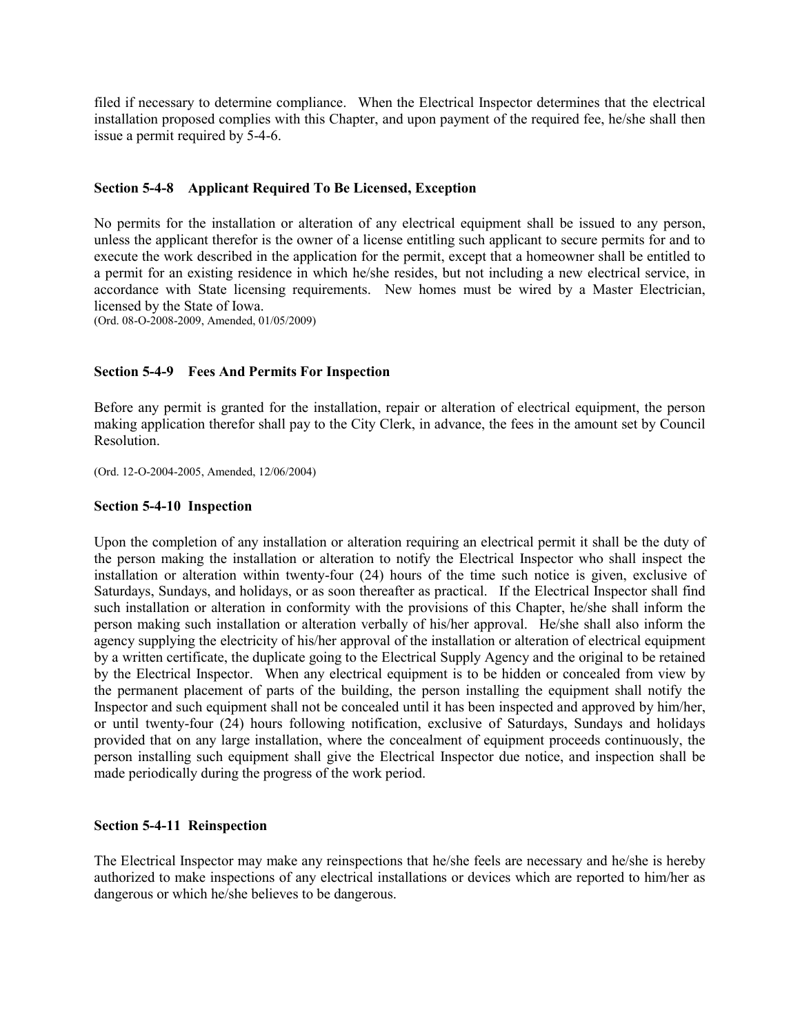filed if necessary to determine compliance. When the Electrical Inspector determines that the electrical installation proposed complies with this Chapter, and upon payment of the required fee, he/she shall then issue a permit required by 5-4-6.

### Section 5-4-8 Applicant Required To Be Licensed, Exception

No permits for the installation or alteration of any electrical equipment shall be issued to any person, unless the applicant therefor is the owner of a license entitling such applicant to secure permits for and to execute the work described in the application for the permit, except that a homeowner shall be entitled to a permit for an existing residence in which he/she resides, but not including a new electrical service, in accordance with State licensing requirements. New homes must be wired by a Master Electrician, licensed by the State of Iowa.

(Ord. 08-O-2008-2009, Amended, 01/05/2009)

### Section 5-4-9 Fees And Permits For Inspection

Before any permit is granted for the installation, repair or alteration of electrical equipment, the person making application therefor shall pay to the City Clerk, in advance, the fees in the amount set by Council Resolution.

(Ord. 12-O-2004-2005, Amended, 12/06/2004)

### Section 5-4-10 Inspection

Upon the completion of any installation or alteration requiring an electrical permit it shall be the duty of the person making the installation or alteration to notify the Electrical Inspector who shall inspect the installation or alteration within twenty-four (24) hours of the time such notice is given, exclusive of Saturdays, Sundays, and holidays, or as soon thereafter as practical. If the Electrical Inspector shall find such installation or alteration in conformity with the provisions of this Chapter, he/she shall inform the person making such installation or alteration verbally of his/her approval. He/she shall also inform the agency supplying the electricity of his/her approval of the installation or alteration of electrical equipment by a written certificate, the duplicate going to the Electrical Supply Agency and the original to be retained by the Electrical Inspector. When any electrical equipment is to be hidden or concealed from view by the permanent placement of parts of the building, the person installing the equipment shall notify the Inspector and such equipment shall not be concealed until it has been inspected and approved by him/her, or until twenty-four (24) hours following notification, exclusive of Saturdays, Sundays and holidays provided that on any large installation, where the concealment of equipment proceeds continuously, the person installing such equipment shall give the Electrical Inspector due notice, and inspection shall be made periodically during the progress of the work period.

### Section 5-4-11 Reinspection

The Electrical Inspector may make any reinspections that he/she feels are necessary and he/she is hereby authorized to make inspections of any electrical installations or devices which are reported to him/her as dangerous or which he/she believes to be dangerous.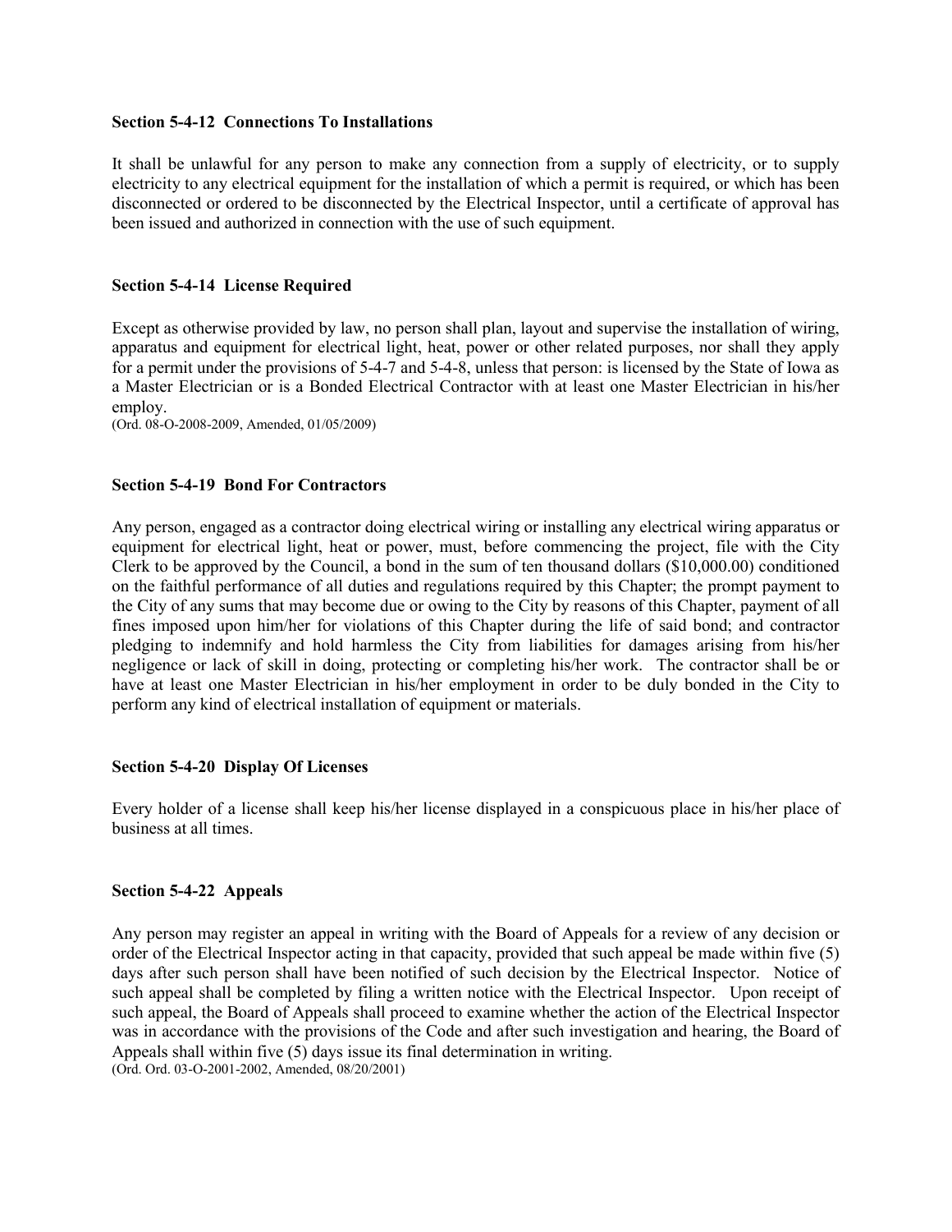### Section 5-4-12 Connections To Installations

It shall be unlawful for any person to make any connection from a supply of electricity, or to supply electricity to any electrical equipment for the installation of which a permit is required, or which has been disconnected or ordered to be disconnected by the Electrical Inspector, until a certificate of approval has been issued and authorized in connection with the use of such equipment.

### Section 5-4-14 License Required

Except as otherwise provided by law, no person shall plan, layout and supervise the installation of wiring, apparatus and equipment for electrical light, heat, power or other related purposes, nor shall they apply for a permit under the provisions of 5-4-7 and 5-4-8, unless that person: is licensed by the State of Iowa as a Master Electrician or is a Bonded Electrical Contractor with at least one Master Electrician in his/her employ.
(Ord. 08-O-2008-2009, Amended, 01/05/2009)

### Section 5-4-19 Bond For Contractors

Any person, engaged as a contractor doing electrical wiring or installing any electrical wiring apparatus or equipment for electrical light, heat or power, must, before commencing the project, file with the City Clerk to be approved by the Council, a bond in the sum of ten thousand dollars ($10,000.00) conditioned on the faithful performance of all duties and regulations required by this Chapter; the prompt payment to the City of any sums that may become due or owing to the City by reasons of this Chapter, payment of all fines imposed upon him/her for violations of this Chapter during the life of said bond; and contractor pledging to indemnify and hold harmless the City from liabilities for damages arising from his/her negligence or lack of skill in doing, protecting or completing his/her work. The contractor shall be or have at least one Master Electrician in his/her employment in order to be duly bonded in the City to perform any kind of electrical installation of equipment or materials.

### Section 5-4-20 Display Of Licenses

Every holder of a license shall keep his/her license displayed in a conspicuous place in his/her place of business at all times.

### Section 5-4-22 Appeals

Any person may register an appeal in writing with the Board of Appeals for a review of any decision or order of the Electrical Inspector acting in that capacity, provided that such appeal be made within five (5) days after such person shall have been notified of such decision by the Electrical Inspector. Notice of such appeal shall be completed by filing a written notice with the Electrical Inspector. Upon receipt of such appeal, the Board of Appeals shall proceed to examine whether the action of the Electrical Inspector was in accordance with the provisions of the Code and after such investigation and hearing, the Board of Appeals shall within five (5) days issue its final determination in writing.
(Ord. Ord. 03-O-2001-2002, Amended, 08/20/2001)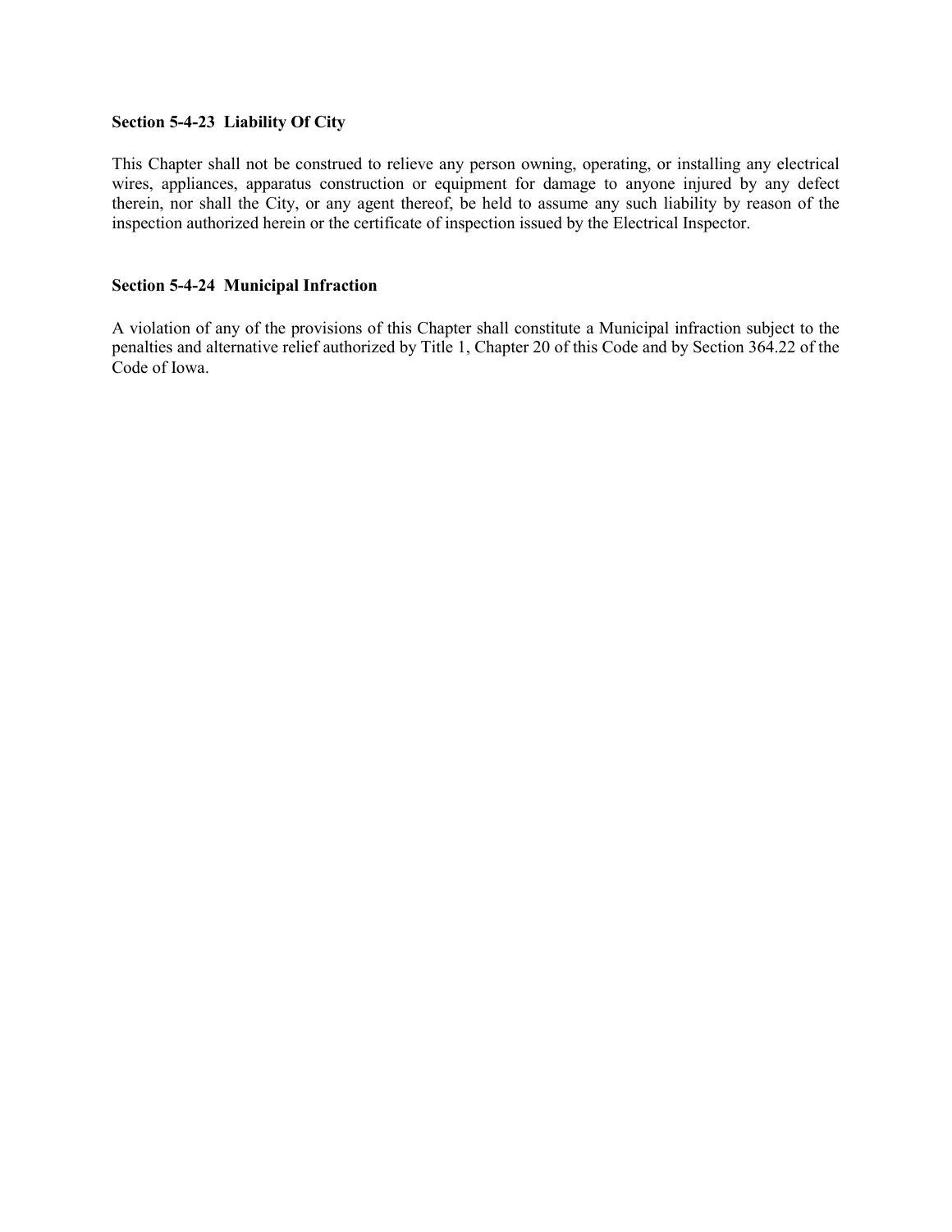**Section 5-4-23 Liability Of City**

This Chapter shall not be construed to relieve any person owning, operating, or installing any electrical wires, appliances, apparatus construction or equipment for damage to anyone injured by any defect therein, nor shall the City, or any agent thereof, be held to assume any such liability by reason of the inspection authorized herein or the certificate of inspection issued by the Electrical Inspector.

**Section 5-4-24 Municipal Infraction**

A violation of any of the provisions of this Chapter shall constitute a Municipal infraction subject to the penalties and alternative relief authorized by Title 1, Chapter 20 of this Code and by Section 364.22 of the Code of Iowa.